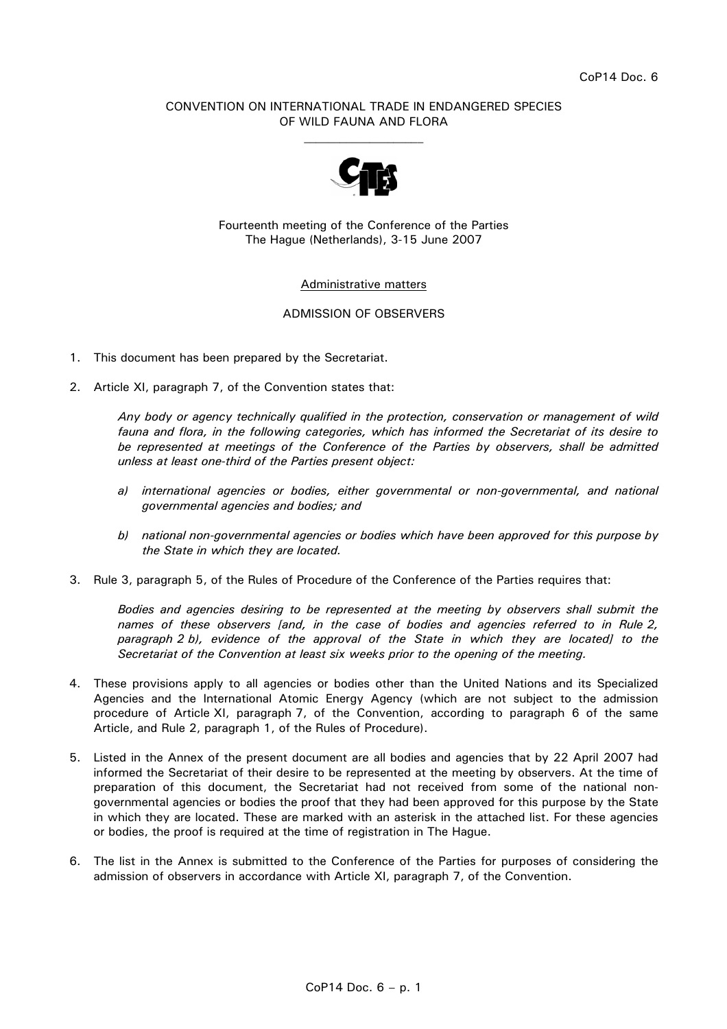CoP14 Doc. 6

CONVENTION ON INTERNATIONAL TRADE IN ENDANGERED SPECIES OF WILD FAUNA AND FLORA

___________________

Fourteenth meeting of the Conference of the Parties
The Hague (Netherlands), 3-15 June 2007

Administrative matters

ADMISSION OF OBSERVERS

1. This document has been prepared by the Secretariat.

2. Article XI, paragraph 7, of the Convention states that:

   *Any body or agency technically qualified in the protection, conservation or management of wild fauna and flora, in the following categories, which has informed the Secretariat of its desire to be represented at meetings of the Conference of the Parties by observers, shall be admitted unless at least one-third of the Parties present object:*

   *a) international agencies or bodies, either governmental or non-governmental, and national governmental agencies and bodies; and*

   *b) national non-governmental agencies or bodies which have been approved for this purpose by the State in which they are located.*

3. Rule 3, paragraph 5, of the Rules of Procedure of the Conference of the Parties requires that:

   *Bodies and agencies desiring to be represented at the meeting by observers shall submit the names of these observers [and, in the case of bodies and agencies referred to in Rule 2, paragraph 2 b), evidence of the approval of the State in which they are located] to the Secretariat of the Convention at least six weeks prior to the opening of the meeting.*

4. These provisions apply to all agencies or bodies other than the United Nations and its Specialized Agencies and the International Atomic Energy Agency (which are not subject to the admission procedure of Article XI, paragraph 7, of the Convention, according to paragraph 6 of the same Article, and Rule 2, paragraph 1, of the Rules of Procedure).

5. Listed in the Annex of the present document are all bodies and agencies that by 22 April 2007 had informed the Secretariat of their desire to be represented at the meeting by observers. At the time of preparation of this document, the Secretariat had not received from some of the national non-governmental agencies or bodies the proof that they had been approved for this purpose by the State in which they are located. These are marked with an asterisk in the attached list. For these agencies or bodies, the proof is required at the time of registration in The Hague.

6. The list in the Annex is submitted to the Conference of the Parties for purposes of considering the admission of observers in accordance with Article XI, paragraph 7, of the Convention.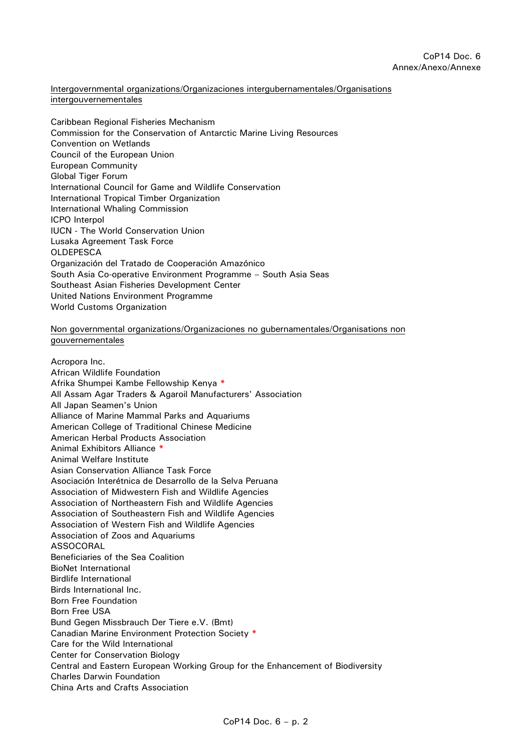Intergovernmental organizations/Organizaciones intergubernamentales/Organisations intergouvernementales

Caribbean Regional Fisheries Mechanism
Commission for the Conservation of Antarctic Marine Living Resources
Convention on Wetlands
Council of the European Union
European Community
Global Tiger Forum
International Council for Game and Wildlife Conservation
International Tropical Timber Organization
International Whaling Commission
ICPO Interpol
IUCN - The World Conservation Union
Lusaka Agreement Task Force
OLDEPESCA
Organización del Tratado de Cooperación Amazónico
South Asia Co-operative Environment Programme – South Asia Seas
Southeast Asian Fisheries Development Center
United Nations Environment Programme
World Customs Organization

Non governmental organizations/Organizaciones no gubernamentales/Organisations non gouvernementales

Acropora Inc.
African Wildlife Foundation
Afrika Shumpei Kambe Fellowship Kenya *
All Assam Agar Traders & Agaroil Manufacturers' Association
All Japan Seamen's Union
Alliance of Marine Mammal Parks and Aquariums
American College of Traditional Chinese Medicine
American Herbal Products Association
Animal Exhibitors Alliance *
Animal Welfare Institute
Asian Conservation Alliance Task Force
Asociación Interétnica de Desarrollo de la Selva Peruana
Association of Midwestern Fish and Wildlife Agencies
Association of Northeastern Fish and Wildlife Agencies
Association of Southeastern Fish and Wildlife Agencies
Association of Western Fish and Wildlife Agencies
Association of Zoos and Aquariums
ASSOCORAL
Beneficiaries of the Sea Coalition
BioNet International
Birdlife International
Birds International Inc.
Born Free Foundation
Born Free USA
Bund Gegen Missbrauch Der Tiere e.V. (Bmt)
Canadian Marine Environment Protection Society *
Care for the Wild International
Center for Conservation Biology
Central and Eastern European Working Group for the Enhancement of Biodiversity
Charles Darwin Foundation
China Arts and Crafts Association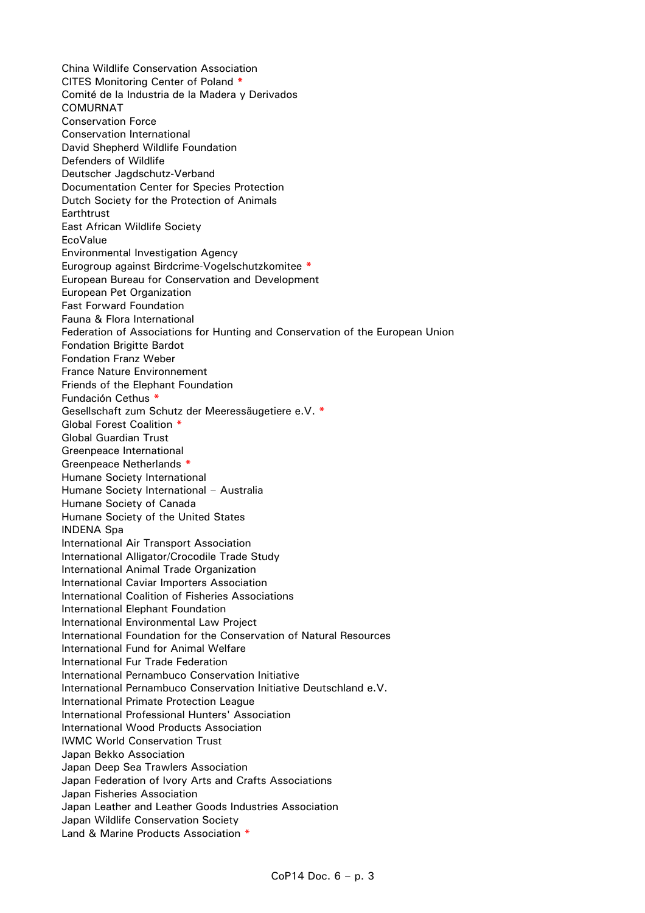China Wildlife Conservation Association
CITES Monitoring Center of Poland *
Comité de la Industria de la Madera y Derivados
COMURNAT
Conservation Force
Conservation International
David Shepherd Wildlife Foundation
Defenders of Wildlife
Deutscher Jagdschutz-Verband
Documentation Center for Species Protection
Dutch Society for the Protection of Animals
Earthtrust
East African Wildlife Society
EcoValue
Environmental Investigation Agency
Eurogroup against Birdcrime-Vogelschutzkomitee *
European Bureau for Conservation and Development
European Pet Organization
Fast Forward Foundation
Fauna & Flora International
Federation of Associations for Hunting and Conservation of the European Union
Fondation Brigitte Bardot
Fondation Franz Weber
France Nature Environnement
Friends of the Elephant Foundation
Fundación Cethus *
Gesellschaft zum Schutz der Meeressäugetiere e.V. *
Global Forest Coalition *
Global Guardian Trust
Greenpeace International
Greenpeace Netherlands *
Humane Society International
Humane Society International – Australia
Humane Society of Canada
Humane Society of the United States
INDENA Spa
International Air Transport Association
International Alligator/Crocodile Trade Study
International Animal Trade Organization
International Caviar Importers Association
International Coalition of Fisheries Associations
International Elephant Foundation
International Environmental Law Project
International Foundation for the Conservation of Natural Resources
International Fund for Animal Welfare
International Fur Trade Federation
International Pernambuco Conservation Initiative
International Pernambuco Conservation Initiative Deutschland e.V.
International Primate Protection League
International Professional Hunters' Association
International Wood Products Association
IWMC World Conservation Trust
Japan Bekko Association
Japan Deep Sea Trawlers Association
Japan Federation of Ivory Arts and Crafts Associations
Japan Fisheries Association
Japan Leather and Leather Goods Industries Association
Japan Wildlife Conservation Society
Land & Marine Products Association *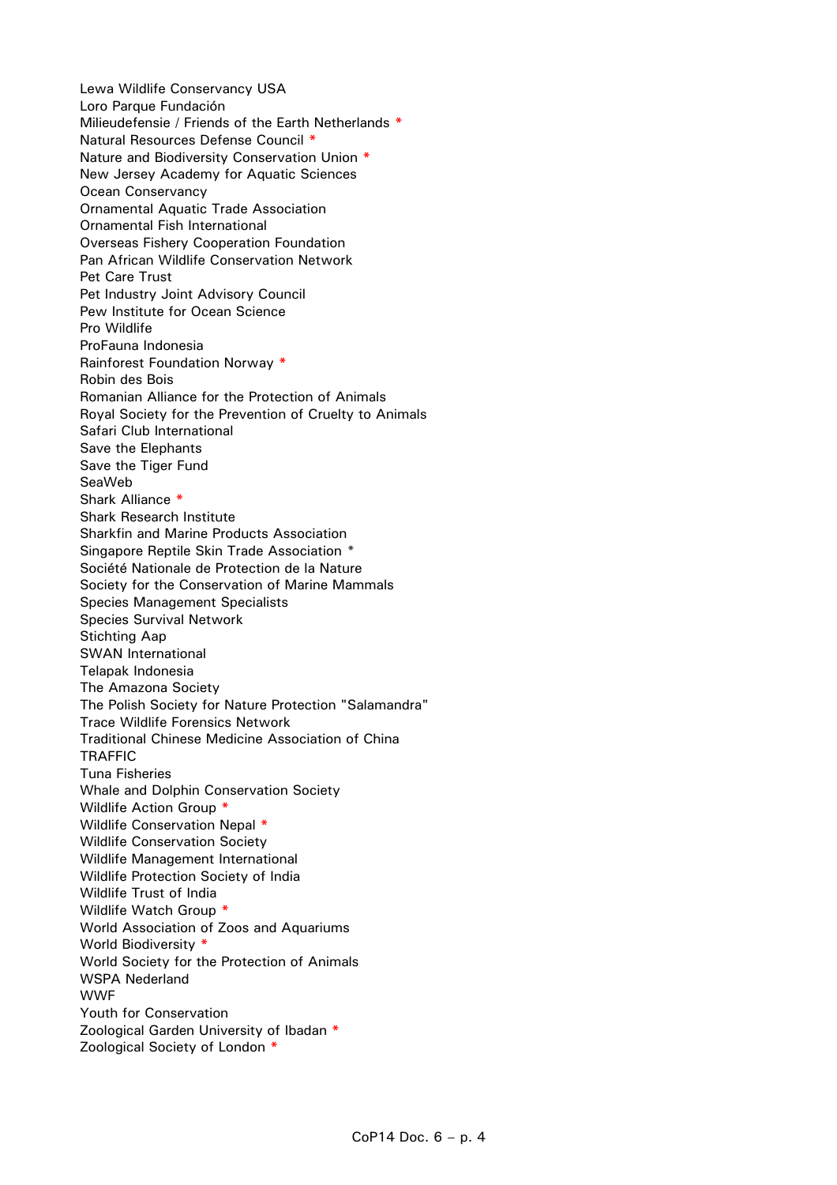Lewa Wildlife Conservancy USA
Loro Parque Fundación
Milieudefensie / Friends of the Earth Netherlands *
Natural Resources Defense Council *
Nature and Biodiversity Conservation Union *
New Jersey Academy for Aquatic Sciences
Ocean Conservancy
Ornamental Aquatic Trade Association
Ornamental Fish International
Overseas Fishery Cooperation Foundation
Pan African Wildlife Conservation Network
Pet Care Trust
Pet Industry Joint Advisory Council
Pew Institute for Ocean Science
Pro Wildlife
ProFauna Indonesia
Rainforest Foundation Norway *
Robin des Bois
Romanian Alliance for the Protection of Animals
Royal Society for the Prevention of Cruelty to Animals
Safari Club International
Save the Elephants
Save the Tiger Fund
SeaWeb
Shark Alliance *
Shark Research Institute
Sharkfin and Marine Products Association
Singapore Reptile Skin Trade Association *
Société Nationale de Protection de la Nature
Society for the Conservation of Marine Mammals
Species Management Specialists
Species Survival Network
Stichting Aap
SWAN International
Telapak Indonesia
The Amazona Society
The Polish Society for Nature Protection "Salamandra"
Trace Wildlife Forensics Network
Traditional Chinese Medicine Association of China
TRAFFIC
Tuna Fisheries
Whale and Dolphin Conservation Society
Wildlife Action Group *
Wildlife Conservation Nepal *
Wildlife Conservation Society
Wildlife Management International
Wildlife Protection Society of India
Wildlife Trust of India
Wildlife Watch Group *
World Association of Zoos and Aquariums
World Biodiversity *
World Society for the Protection of Animals
WSPA Nederland
WWF
Youth for Conservation
Zoological Garden University of Ibadan *
Zoological Society of London *